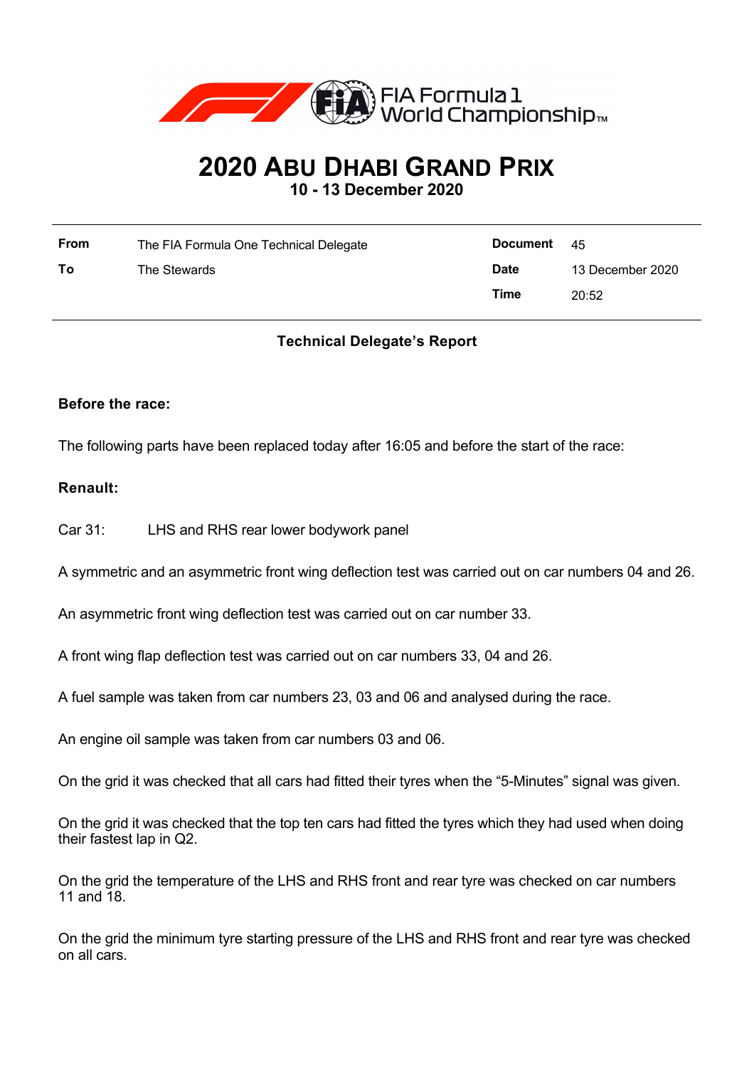FIA Formula 1 World Championship™

# 2020 Abu Dhabi Grand Prix

**10 - 13 December 2020**

| | | | |
|---|---|---|---|
| **From** | The FIA Formula One Technical Delegate | **Document** | 45 |
| **To** | The Stewards | **Date** | 13 December 2020 |
| | | **Time** | 20:52 |

## Technical Delegate's Report

### Before the race:

The following parts have been replaced today after 16:05 and before the start of the race:

**Renault:**

Car 31: LHS and RHS rear lower bodywork panel

A symmetric and an asymmetric front wing deflection test was carried out on car numbers 04 and 26.

An asymmetric front wing deflection test was carried out on car number 33.

A front wing flap deflection test was carried out on car numbers 33, 04 and 26.

A fuel sample was taken from car numbers 23, 03 and 06 and analysed during the race.

An engine oil sample was taken from car numbers 03 and 06.

On the grid it was checked that all cars had fitted their tyres when the "5-Minutes" signal was given.

On the grid it was checked that the top ten cars had fitted the tyres which they had used when doing their fastest lap in Q2.

On the grid the temperature of the LHS and RHS front and rear tyre was checked on car numbers 11 and 18.

On the grid the minimum tyre starting pressure of the LHS and RHS front and rear tyre was checked on all cars.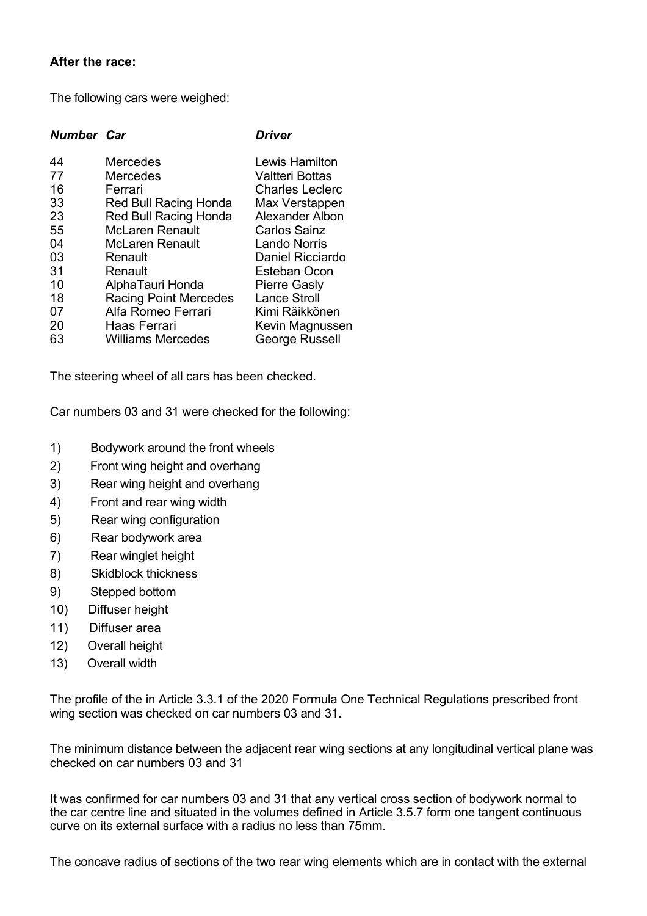**After the race:**

The following cars were weighed:

| *Number* | *Car* | *Driver* |
|---|---|---|
| 44 | Mercedes | Lewis Hamilton |
| 77 | Mercedes | Valtteri Bottas |
| 16 | Ferrari | Charles Leclerc |
| 33 | Red Bull Racing Honda | Max Verstappen |
| 23 | Red Bull Racing Honda | Alexander Albon |
| 55 | McLaren Renault | Carlos Sainz |
| 04 | McLaren Renault | Lando Norris |
| 03 | Renault | Daniel Ricciardo |
| 31 | Renault | Esteban Ocon |
| 10 | AlphaTauri Honda | Pierre Gasly |
| 18 | Racing Point Mercedes | Lance Stroll |
| 07 | Alfa Romeo Ferrari | Kimi Räikkönen |
| 20 | Haas Ferrari | Kevin Magnussen |
| 63 | Williams Mercedes | George Russell |

The steering wheel of all cars has been checked.

Car numbers 03 and 31 were checked for the following:

1) Bodywork around the front wheels
2) Front wing height and overhang
3) Rear wing height and overhang
4) Front and rear wing width
5) Rear wing configuration
6) Rear bodywork area
7) Rear winglet height
8) Skidblock thickness
9) Stepped bottom
10) Diffuser height
11) Diffuser area
12) Overall height
13) Overall width

The profile of the in Article 3.3.1 of the 2020 Formula One Technical Regulations prescribed front wing section was checked on car numbers 03 and 31.

The minimum distance between the adjacent rear wing sections at any longitudinal vertical plane was checked on car numbers 03 and 31

It was confirmed for car numbers 03 and 31 that any vertical cross section of bodywork normal to the car centre line and situated in the volumes defined in Article 3.5.7 form one tangent continuous curve on its external surface with a radius no less than 75mm.

The concave radius of sections of the two rear wing elements which are in contact with the external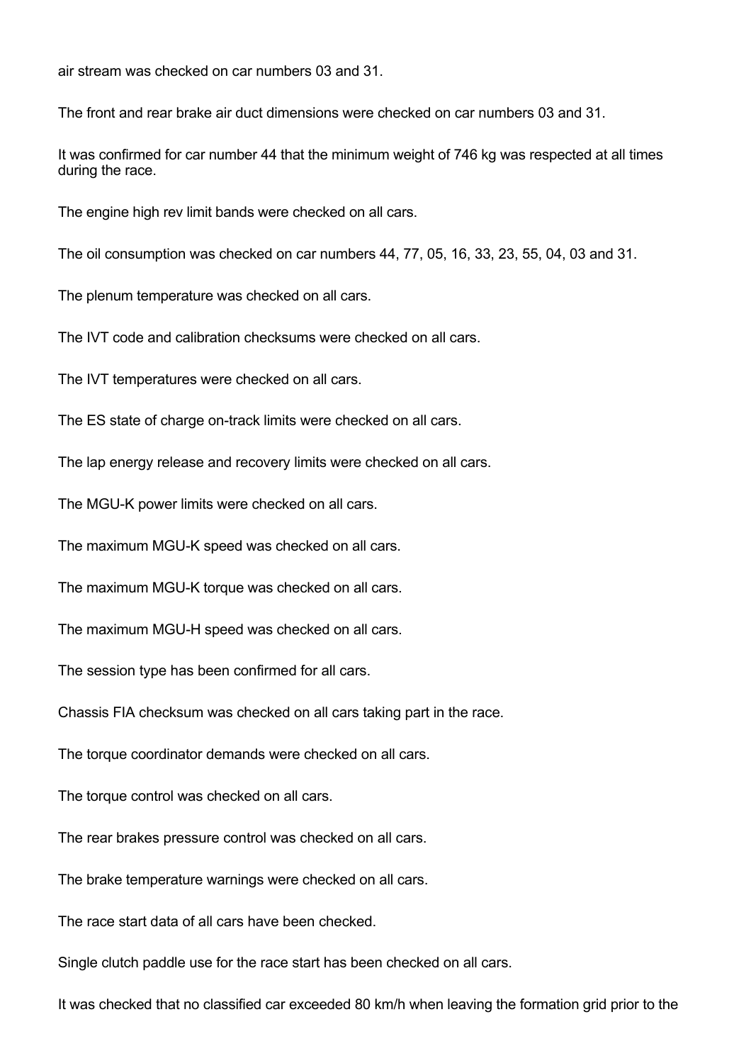air stream was checked on car numbers 03 and 31.

The front and rear brake air duct dimensions were checked on car numbers 03 and 31.

It was confirmed for car number 44 that the minimum weight of 746 kg was respected at all times during the race.

The engine high rev limit bands were checked on all cars.

The oil consumption was checked on car numbers 44, 77, 05, 16, 33, 23, 55, 04, 03 and 31.

The plenum temperature was checked on all cars.

The IVT code and calibration checksums were checked on all cars.

The IVT temperatures were checked on all cars.

The ES state of charge on-track limits were checked on all cars.

The lap energy release and recovery limits were checked on all cars.

The MGU-K power limits were checked on all cars.

The maximum MGU-K speed was checked on all cars.

The maximum MGU-K torque was checked on all cars.

The maximum MGU-H speed was checked on all cars.

The session type has been confirmed for all cars.

Chassis FIA checksum was checked on all cars taking part in the race.

The torque coordinator demands were checked on all cars.

The torque control was checked on all cars.

The rear brakes pressure control was checked on all cars.

The brake temperature warnings were checked on all cars.

The race start data of all cars have been checked.

Single clutch paddle use for the race start has been checked on all cars.

It was checked that no classified car exceeded 80 km/h when leaving the formation grid prior to the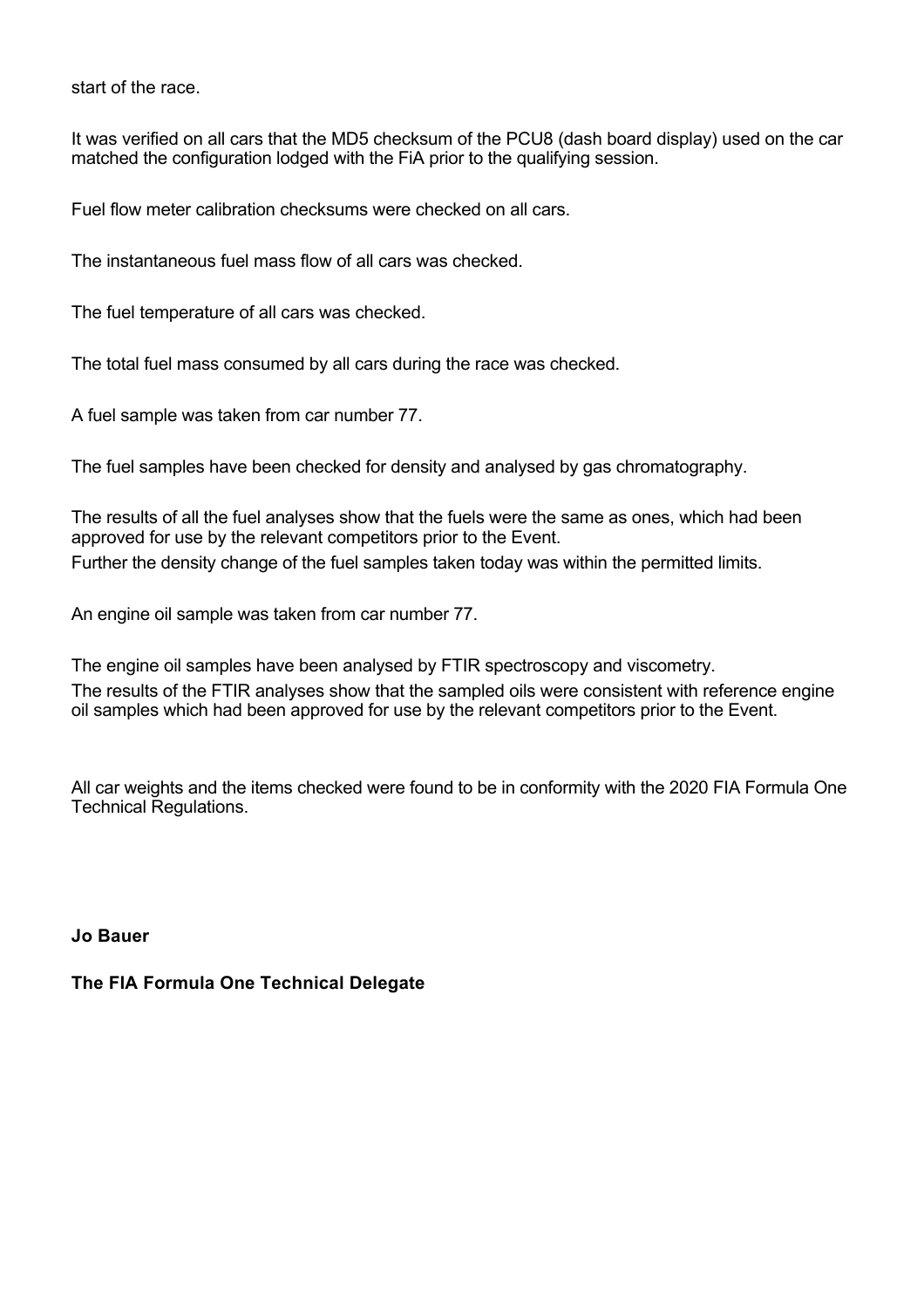start of the race.

It was verified on all cars that the MD5 checksum of the PCU8 (dash board display) used on the car matched the configuration lodged with the FiA prior to the qualifying session.

Fuel flow meter calibration checksums were checked on all cars.

The instantaneous fuel mass flow of all cars was checked.

The fuel temperature of all cars was checked.

The total fuel mass consumed by all cars during the race was checked.

A fuel sample was taken from car number 77.

The fuel samples have been checked for density and analysed by gas chromatography.

The results of all the fuel analyses show that the fuels were the same as ones, which had been approved for use by the relevant competitors prior to the Event.
Further the density change of the fuel samples taken today was within the permitted limits.

An engine oil sample was taken from car number 77.

The engine oil samples have been analysed by FTIR spectroscopy and viscometry.
The results of the FTIR analyses show that the sampled oils were consistent with reference engine oil samples which had been approved for use by the relevant competitors prior to the Event.

All car weights and the items checked were found to be in conformity with the 2020 FIA Formula One Technical Regulations.

**Jo Bauer**

**The FIA Formula One Technical Delegate**